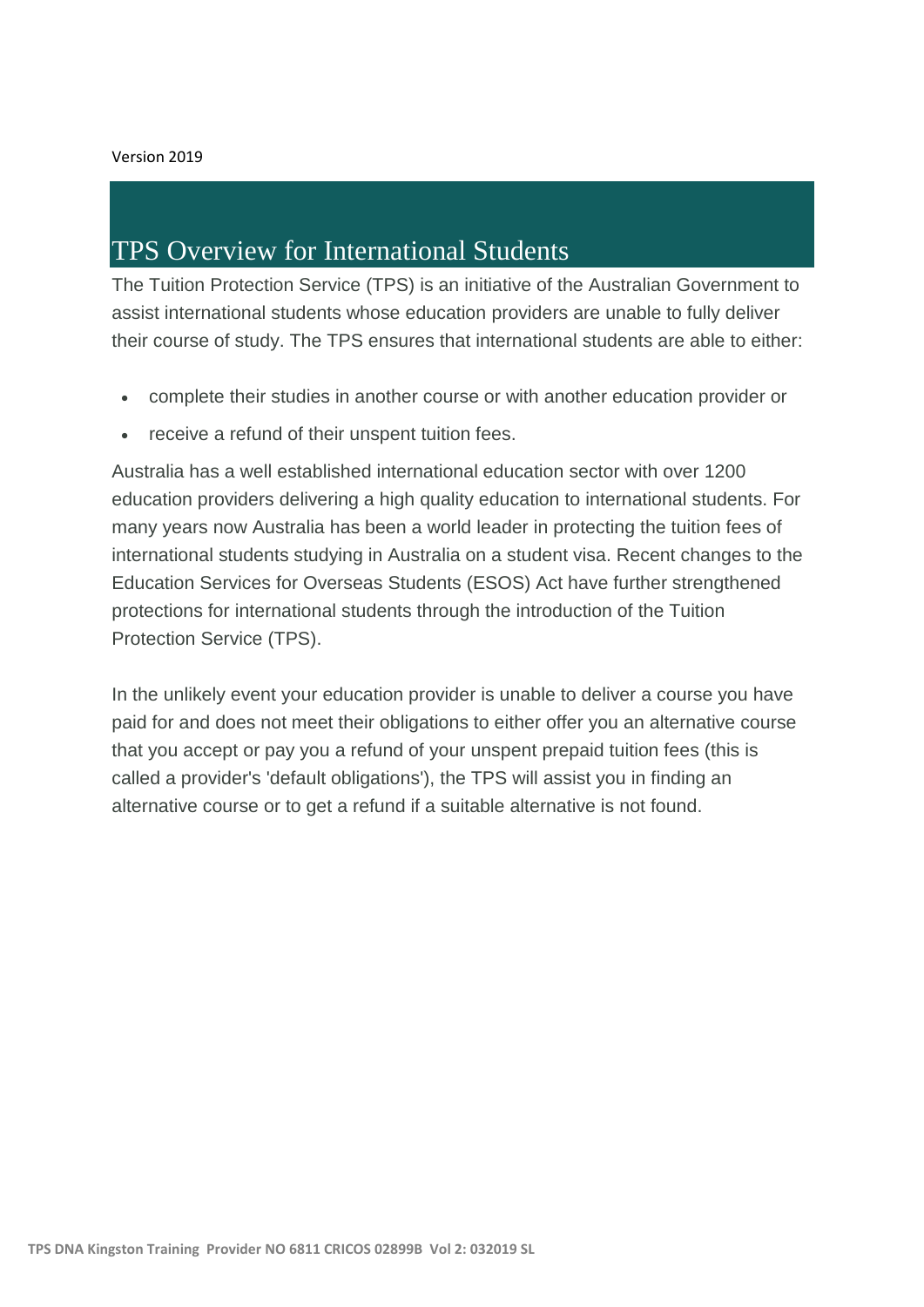Version 2019

# TPS Overview for International Students

The Tuition Protection Service (TPS) is an initiative of the Australian Government to assist international students whose education providers are unable to fully deliver their course of study. The TPS ensures that international students are able to either:

- complete their studies in another course or with another education provider or
- receive a refund of their unspent tuition fees.

Australia has a well established international education sector with over 1200 education providers delivering a high quality education to international students. For many years now Australia has been a world leader in protecting the tuition fees of international students studying in Australia on a student visa. Recent changes to the Education Services for Overseas Students (ESOS) Act have further strengthened protections for international students through the introduction of the Tuition Protection Service (TPS).

In the unlikely event your education provider is unable to deliver a course you have paid for and does not meet their obligations to either offer you an alternative course that you accept or pay you a refund of your unspent prepaid tuition fees (this is called a provider's 'default obligations'), the TPS will assist you in finding an alternative course or to get a refund if a suitable alternative is not found.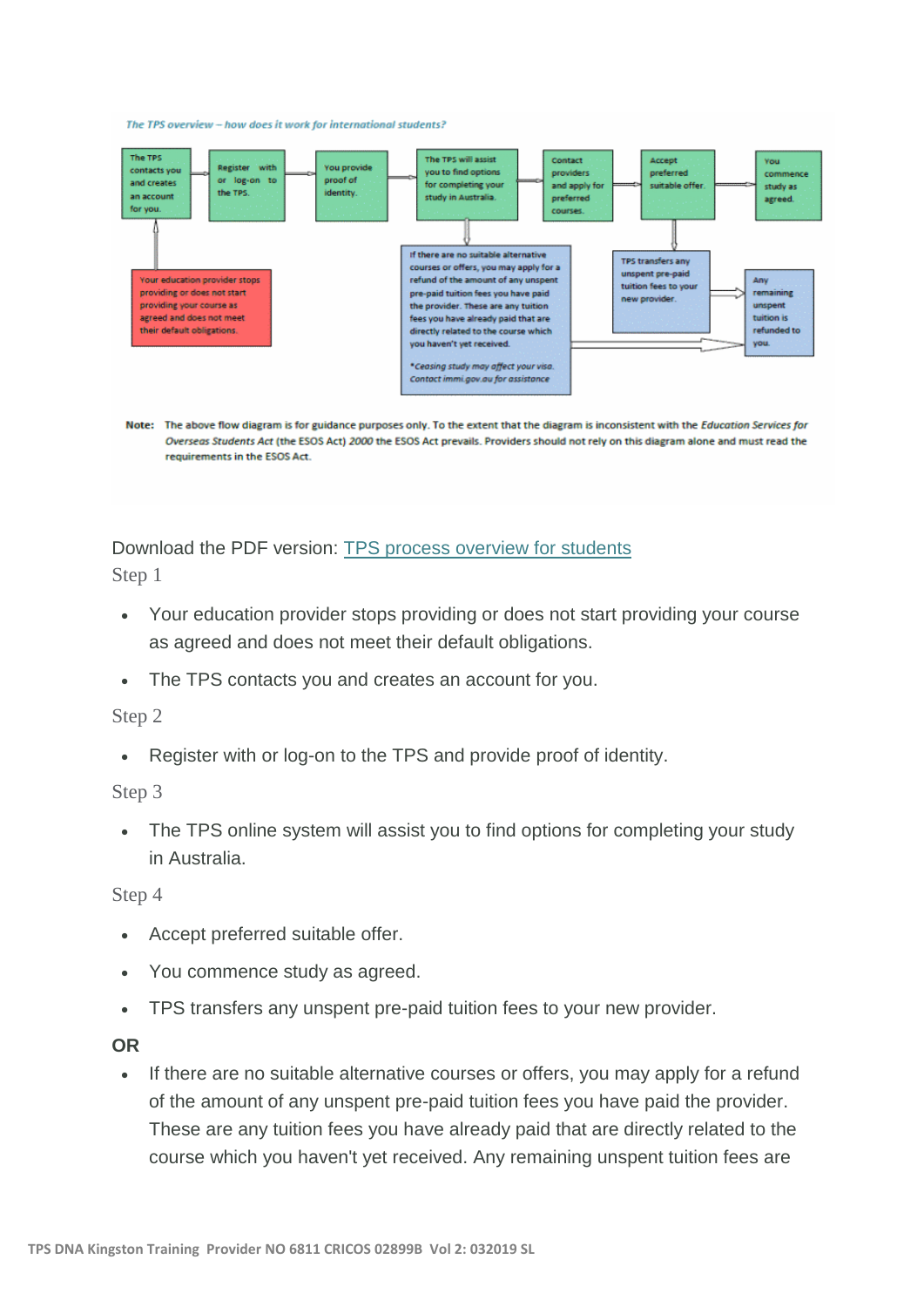*The TPS overview – how does it work for international students?*

The TPS contacts you and creates an account for you. → Register with or log-on to the TPS. → You provide proof of identity. → The TPS will assist you to find options for completing your study in Australia. → Contact providers and apply for preferred courses. → Accept preferred suitable offer. → You commence study as agreed.

Your education provider stops providing or does not start providing your course as agreed and does not meet their default obligations.

TPS transfers any unspent pre-paid tuition fees to your new provider.

If there are no suitable alternative courses or offers, you may apply for a refund of the amount of any unspent pre-paid tuition fees you have paid the provider. These are any tuition fees you have already paid that are directly related to the course which you haven't yet received.

*\*Ceasing study may affect your visa. Contact immi.gov.au for assistance*

Any remaining unspent tuition is refunded to you.

**Note:** The above flow diagram is for guidance purposes only. To the extent that the diagram is inconsistent with the *Education Services for Overseas Students Act* (the ESOS Act) *2000* the ESOS Act prevails. Providers should not rely on this diagram alone and must read the requirements in the ESOS Act.

Download the PDF version: [TPS process overview for students]

Step 1

- Your education provider stops providing or does not start providing your course as agreed and does not meet their default obligations.
- The TPS contacts you and creates an account for you.

Step 2

- Register with or log-on to the TPS and provide proof of identity.

Step 3

- The TPS online system will assist you to find options for completing your study in Australia.

Step 4

- Accept preferred suitable offer.
- You commence study as agreed.
- TPS transfers any unspent pre-paid tuition fees to your new provider.

**OR**

- If there are no suitable alternative courses or offers, you may apply for a refund of the amount of any unspent pre-paid tuition fees you have paid the provider. These are any tuition fees you have already paid that are directly related to the course which you haven't yet received. Any remaining unspent tuition fees are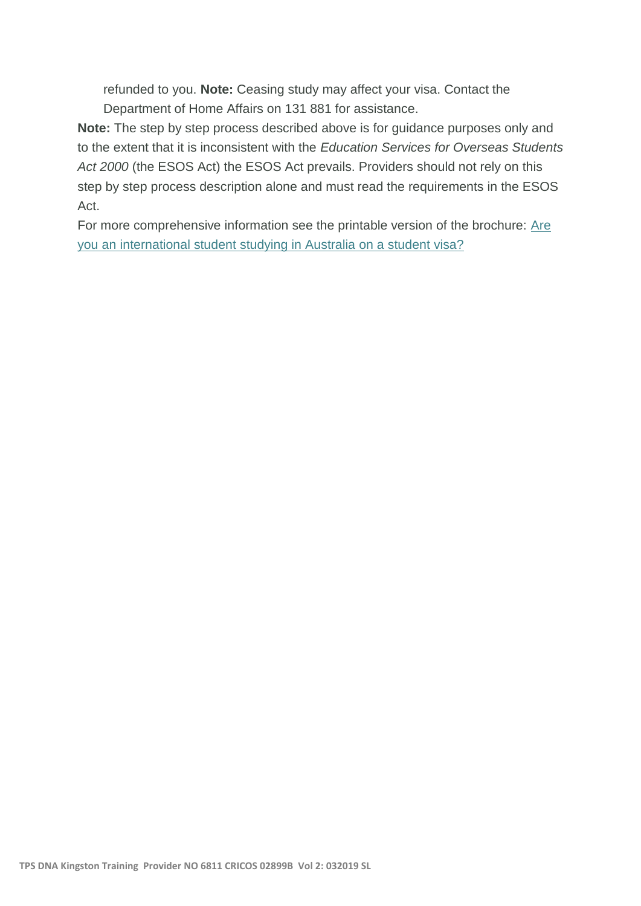refunded to you. **Note:** Ceasing study may affect your visa. Contact the Department of Home Affairs on 131 881 for assistance.

**Note:** The step by step process described above is for guidance purposes only and to the extent that it is inconsistent with the *Education Services for Overseas Students Act 2000* (the ESOS Act) the ESOS Act prevails. Providers should not rely on this step by step process description alone and must read the requirements in the ESOS Act.

For more comprehensive information see the printable version of the brochure: [Are you an international student studying in Australia on a student visa?]